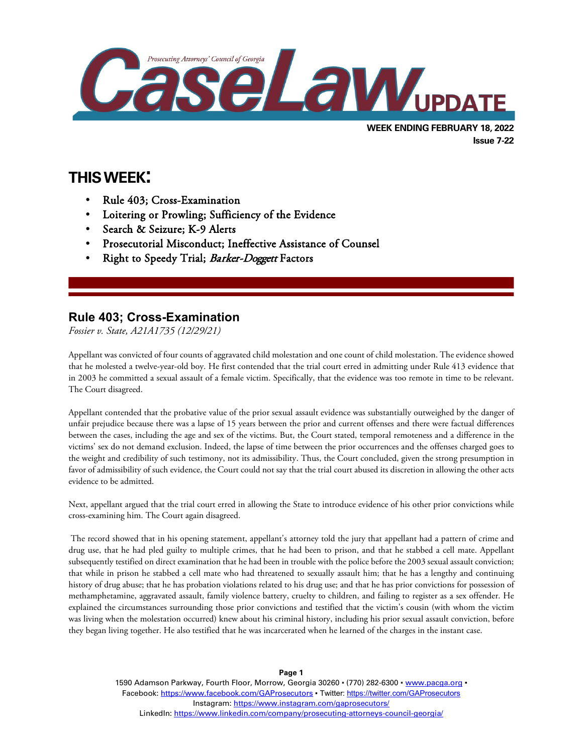# Prosecuting Attorneys' Council of Georgia CaseLaw UPDATE

**WEEK ENDING FEBRUARY 18, 2022**
**Issue 7-22**

## THIS WEEK:

- Rule 403; Cross-Examination
- Loitering or Prowling; Sufficiency of the Evidence
- Search & Seizure; K-9 Alerts
- Prosecutorial Misconduct; Ineffective Assistance of Counsel
- Right to Speedy Trial; *Barker-Doggett* Factors

## Rule 403; Cross-Examination

*Fossier v. State, A21A1735 (12/29/21)*

Appellant was convicted of four counts of aggravated child molestation and one count of child molestation. The evidence showed that he molested a twelve-year-old boy. He first contended that the trial court erred in admitting under Rule 413 evidence that in 2003 he committed a sexual assault of a female victim. Specifically, that the evidence was too remote in time to be relevant. The Court disagreed.

Appellant contended that the probative value of the prior sexual assault evidence was substantially outweighed by the danger of unfair prejudice because there was a lapse of 15 years between the prior and current offenses and there were factual differences between the cases, including the age and sex of the victims. But, the Court stated, temporal remoteness and a difference in the victims' sex do not demand exclusion. Indeed, the lapse of time between the prior occurrences and the offenses charged goes to the weight and credibility of such testimony, not its admissibility. Thus, the Court concluded, given the strong presumption in favor of admissibility of such evidence, the Court could not say that the trial court abused its discretion in allowing the other acts evidence to be admitted.

Next, appellant argued that the trial court erred in allowing the State to introduce evidence of his other prior convictions while cross-examining him. The Court again disagreed.

The record showed that in his opening statement, appellant's attorney told the jury that appellant had a pattern of crime and drug use, that he had pled guilty to multiple crimes, that he had been to prison, and that he stabbed a cell mate. Appellant subsequently testified on direct examination that he had been in trouble with the police before the 2003 sexual assault conviction; that while in prison he stabbed a cell mate who had threatened to sexually assault him; that he has a lengthy and continuing history of drug abuse; that he has probation violations related to his drug use; and that he has prior convictions for possession of methamphetamine, aggravated assault, family violence battery, cruelty to children, and failing to register as a sex offender. He explained the circumstances surrounding those prior convictions and testified that the victim's cousin (with whom the victim was living when the molestation occurred) knew about his criminal history, including his prior sexual assault conviction, before they began living together. He also testified that he was incarcerated when he learned of the charges in the instant case.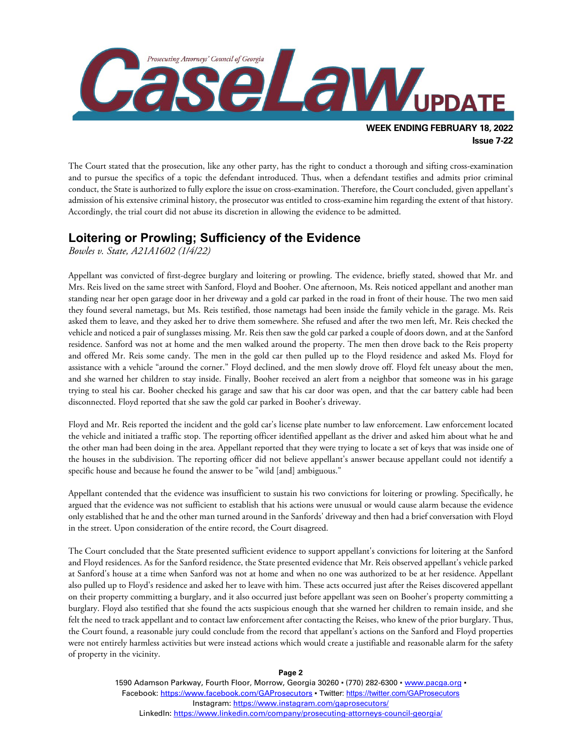The Court stated that the prosecution, like any other party, has the right to conduct a thorough and sifting cross-examination and to pursue the specifics of a topic the defendant introduced. Thus, when a defendant testifies and admits prior criminal conduct, the State is authorized to fully explore the issue on cross-examination. Therefore, the Court concluded, given appellant's admission of his extensive criminal history, the prosecutor was entitled to cross-examine him regarding the extent of that history. Accordingly, the trial court did not abuse its discretion in allowing the evidence to be admitted.

## Loitering or Prowling; Sufficiency of the Evidence

*Bowles v. State, A21A1602 (1/4/22)*

Appellant was convicted of first-degree burglary and loitering or prowling. The evidence, briefly stated, showed that Mr. and Mrs. Reis lived on the same street with Sanford, Floyd and Booher. One afternoon, Ms. Reis noticed appellant and another man standing near her open garage door in her driveway and a gold car parked in the road in front of their house. The two men said they found several nametags, but Ms. Reis testified, those nametags had been inside the family vehicle in the garage. Ms. Reis asked them to leave, and they asked her to drive them somewhere. She refused and after the two men left, Mr. Reis checked the vehicle and noticed a pair of sunglasses missing. Mr. Reis then saw the gold car parked a couple of doors down, and at the Sanford residence. Sanford was not at home and the men walked around the property. The men then drove back to the Reis property and offered Mr. Reis some candy. The men in the gold car then pulled up to the Floyd residence and asked Ms. Floyd for assistance with a vehicle "around the corner." Floyd declined, and the men slowly drove off. Floyd felt uneasy about the men, and she warned her children to stay inside. Finally, Booher received an alert from a neighbor that someone was in his garage trying to steal his car. Booher checked his garage and saw that his car door was open, and that the car battery cable had been disconnected. Floyd reported that she saw the gold car parked in Booher's driveway.

Floyd and Mr. Reis reported the incident and the gold car's license plate number to law enforcement. Law enforcement located the vehicle and initiated a traffic stop. The reporting officer identified appellant as the driver and asked him about what he and the other man had been doing in the area. Appellant reported that they were trying to locate a set of keys that was inside one of the houses in the subdivision. The reporting officer did not believe appellant's answer because appellant could not identify a specific house and because he found the answer to be "wild [and] ambiguous."

Appellant contended that the evidence was insufficient to sustain his two convictions for loitering or prowling. Specifically, he argued that the evidence was not sufficient to establish that his actions were unusual or would cause alarm because the evidence only established that he and the other man turned around in the Sanfords' driveway and then had a brief conversation with Floyd in the street. Upon consideration of the entire record, the Court disagreed.

The Court concluded that the State presented sufficient evidence to support appellant's convictions for loitering at the Sanford and Floyd residences. As for the Sanford residence, the State presented evidence that Mr. Reis observed appellant's vehicle parked at Sanford's house at a time when Sanford was not at home and when no one was authorized to be at her residence. Appellant also pulled up to Floyd's residence and asked her to leave with him. These acts occurred just after the Reises discovered appellant on their property committing a burglary, and it also occurred just before appellant was seen on Booher's property committing a burglary. Floyd also testified that she found the acts suspicious enough that she warned her children to remain inside, and she felt the need to track appellant and to contact law enforcement after contacting the Reises, who knew of the prior burglary. Thus, the Court found, a reasonable jury could conclude from the record that appellant's actions on the Sanford and Floyd properties were not entirely harmless activities but were instead actions which would create a justifiable and reasonable alarm for the safety of property in the vicinity.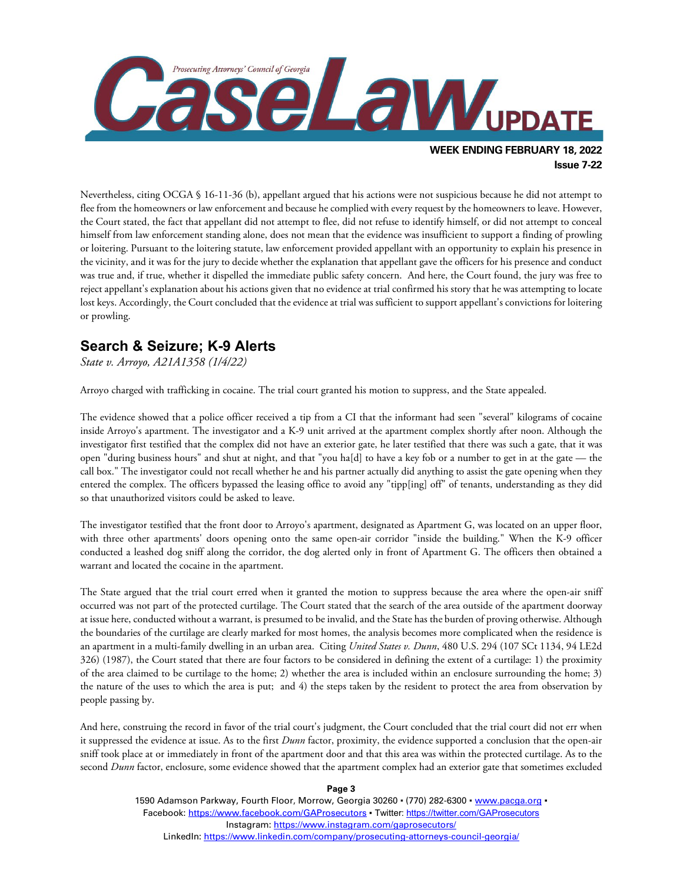Nevertheless, citing OCGA § 16-11-36 (b), appellant argued that his actions were not suspicious because he did not attempt to flee from the homeowners or law enforcement and because he complied with every request by the homeowners to leave. However, the Court stated, the fact that appellant did not attempt to flee, did not refuse to identify himself, or did not attempt to conceal himself from law enforcement standing alone, does not mean that the evidence was insufficient to support a finding of prowling or loitering. Pursuant to the loitering statute, law enforcement provided appellant with an opportunity to explain his presence in the vicinity, and it was for the jury to decide whether the explanation that appellant gave the officers for his presence and conduct was true and, if true, whether it dispelled the immediate public safety concern. And here, the Court found, the jury was free to reject appellant's explanation about his actions given that no evidence at trial confirmed his story that he was attempting to locate lost keys. Accordingly, the Court concluded that the evidence at trial was sufficient to support appellant's convictions for loitering or prowling.

## Search & Seizure; K-9 Alerts

*State v. Arroyo, A21A1358 (1/4/22)*

Arroyo charged with trafficking in cocaine. The trial court granted his motion to suppress, and the State appealed.

The evidence showed that a police officer received a tip from a CI that the informant had seen "several" kilograms of cocaine inside Arroyo's apartment. The investigator and a K-9 unit arrived at the apartment complex shortly after noon. Although the investigator first testified that the complex did not have an exterior gate, he later testified that there was such a gate, that it was open "during business hours" and shut at night, and that "you ha[d] to have a key fob or a number to get in at the gate — the call box." The investigator could not recall whether he and his partner actually did anything to assist the gate opening when they entered the complex. The officers bypassed the leasing office to avoid any "tipp[ing] off" of tenants, understanding as they did so that unauthorized visitors could be asked to leave.

The investigator testified that the front door to Arroyo's apartment, designated as Apartment G, was located on an upper floor, with three other apartments' doors opening onto the same open-air corridor "inside the building." When the K-9 officer conducted a leashed dog sniff along the corridor, the dog alerted only in front of Apartment G. The officers then obtained a warrant and located the cocaine in the apartment.

The State argued that the trial court erred when it granted the motion to suppress because the area where the open-air sniff occurred was not part of the protected curtilage. The Court stated that the search of the area outside of the apartment doorway at issue here, conducted without a warrant, is presumed to be invalid, and the State has the burden of proving otherwise. Although the boundaries of the curtilage are clearly marked for most homes, the analysis becomes more complicated when the residence is an apartment in a multi-family dwelling in an urban area. Citing *United States v. Dunn*, 480 U.S. 294 (107 SCt 1134, 94 LE2d 326) (1987), the Court stated that there are four factors to be considered in defining the extent of a curtilage: 1) the proximity of the area claimed to be curtilage to the home; 2) whether the area is included within an enclosure surrounding the home; 3) the nature of the uses to which the area is put; and 4) the steps taken by the resident to protect the area from observation by people passing by.

And here, construing the record in favor of the trial court's judgment, the Court concluded that the trial court did not err when it suppressed the evidence at issue. As to the first *Dunn* factor, proximity, the evidence supported a conclusion that the open-air sniff took place at or immediately in front of the apartment door and that this area was within the protected curtilage. As to the second *Dunn* factor, enclosure, some evidence showed that the apartment complex had an exterior gate that sometimes excluded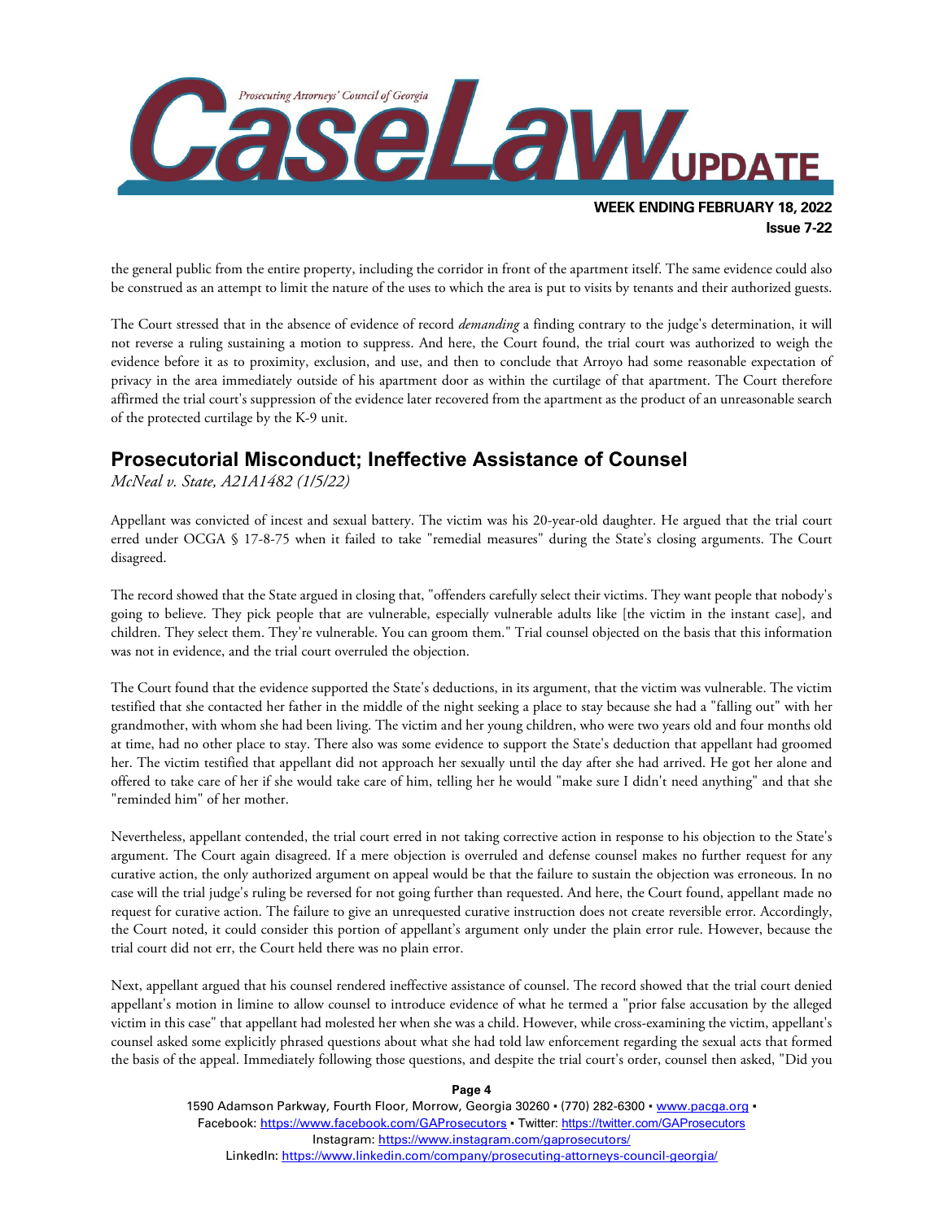the general public from the entire property, including the corridor in front of the apartment itself. The same evidence could also be construed as an attempt to limit the nature of the uses to which the area is put to visits by tenants and their authorized guests.

The Court stressed that in the absence of evidence of record *demanding* a finding contrary to the judge's determination, it will not reverse a ruling sustaining a motion to suppress. And here, the Court found, the trial court was authorized to weigh the evidence before it as to proximity, exclusion, and use, and then to conclude that Arroyo had some reasonable expectation of privacy in the area immediately outside of his apartment door as within the curtilage of that apartment. The Court therefore affirmed the trial court's suppression of the evidence later recovered from the apartment as the product of an unreasonable search of the protected curtilage by the K-9 unit.

## Prosecutorial Misconduct; Ineffective Assistance of Counsel

*McNeal v. State, A21A1482 (1/5/22)*

Appellant was convicted of incest and sexual battery. The victim was his 20-year-old daughter. He argued that the trial court erred under OCGA § 17-8-75 when it failed to take "remedial measures" during the State's closing arguments. The Court disagreed.

The record showed that the State argued in closing that, "offenders carefully select their victims. They want people that nobody's going to believe. They pick people that are vulnerable, especially vulnerable adults like [the victim in the instant case], and children. They select them. They're vulnerable. You can groom them." Trial counsel objected on the basis that this information was not in evidence, and the trial court overruled the objection.

The Court found that the evidence supported the State's deductions, in its argument, that the victim was vulnerable. The victim testified that she contacted her father in the middle of the night seeking a place to stay because she had a "falling out" with her grandmother, with whom she had been living. The victim and her young children, who were two years old and four months old at time, had no other place to stay. There also was some evidence to support the State's deduction that appellant had groomed her. The victim testified that appellant did not approach her sexually until the day after she had arrived. He got her alone and offered to take care of her if she would take care of him, telling her he would "make sure I didn't need anything" and that she "reminded him" of her mother.

Nevertheless, appellant contended, the trial court erred in not taking corrective action in response to his objection to the State's argument. The Court again disagreed. If a mere objection is overruled and defense counsel makes no further request for any curative action, the only authorized argument on appeal would be that the failure to sustain the objection was erroneous. In no case will the trial judge's ruling be reversed for not going further than requested. And here, the Court found, appellant made no request for curative action. The failure to give an unrequested curative instruction does not create reversible error. Accordingly, the Court noted, it could consider this portion of appellant's argument only under the plain error rule. However, because the trial court did not err, the Court held there was no plain error.

Next, appellant argued that his counsel rendered ineffective assistance of counsel. The record showed that the trial court denied appellant's motion in limine to allow counsel to introduce evidence of what he termed a "prior false accusation by the alleged victim in this case" that appellant had molested her when she was a child. However, while cross-examining the victim, appellant's counsel asked some explicitly phrased questions about what she had told law enforcement regarding the sexual acts that formed the basis of the appeal. Immediately following those questions, and despite the trial court's order, counsel then asked, "Did you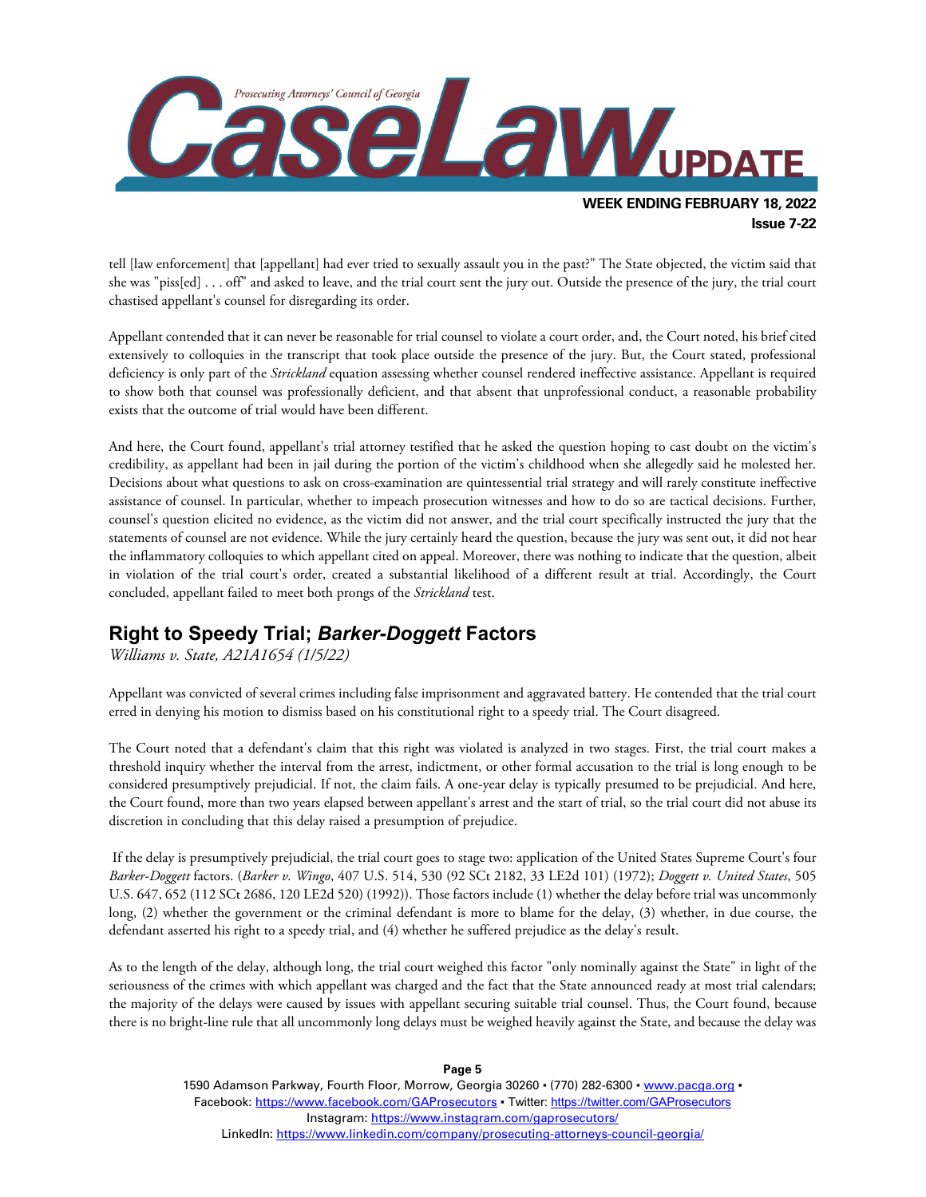tell [law enforcement] that [appellant] had ever tried to sexually assault you in the past?" The State objected, the victim said that she was "piss[ed] . . . off" and asked to leave, and the trial court sent the jury out. Outside the presence of the jury, the trial court chastised appellant's counsel for disregarding its order.

Appellant contended that it can never be reasonable for trial counsel to violate a court order, and, the Court noted, his brief cited extensively to colloquies in the transcript that took place outside the presence of the jury. But, the Court stated, professional deficiency is only part of the *Strickland* equation assessing whether counsel rendered ineffective assistance. Appellant is required to show both that counsel was professionally deficient, and that absent that unprofessional conduct, a reasonable probability exists that the outcome of trial would have been different.

And here, the Court found, appellant's trial attorney testified that he asked the question hoping to cast doubt on the victim's credibility, as appellant had been in jail during the portion of the victim's childhood when she allegedly said he molested her. Decisions about what questions to ask on cross-examination are quintessential trial strategy and will rarely constitute ineffective assistance of counsel. In particular, whether to impeach prosecution witnesses and how to do so are tactical decisions. Further, counsel's question elicited no evidence, as the victim did not answer, and the trial court specifically instructed the jury that the statements of counsel are not evidence. While the jury certainly heard the question, because the jury was sent out, it did not hear the inflammatory colloquies to which appellant cited on appeal. Moreover, there was nothing to indicate that the question, albeit in violation of the trial court's order, created a substantial likelihood of a different result at trial. Accordingly, the Court concluded, appellant failed to meet both prongs of the *Strickland* test.

## Right to Speedy Trial; *Barker-Doggett* Factors

*Williams v. State, A21A1654 (1/5/22)*

Appellant was convicted of several crimes including false imprisonment and aggravated battery. He contended that the trial court erred in denying his motion to dismiss based on his constitutional right to a speedy trial. The Court disagreed.

The Court noted that a defendant's claim that this right was violated is analyzed in two stages. First, the trial court makes a threshold inquiry whether the interval from the arrest, indictment, or other formal accusation to the trial is long enough to be considered presumptively prejudicial. If not, the claim fails. A one-year delay is typically presumed to be prejudicial. And here, the Court found, more than two years elapsed between appellant's arrest and the start of trial, so the trial court did not abuse its discretion in concluding that this delay raised a presumption of prejudice.

If the delay is presumptively prejudicial, the trial court goes to stage two: application of the United States Supreme Court's four *Barker-Doggett* factors. (*Barker v. Wingo*, 407 U.S. 514, 530 (92 SCt 2182, 33 LE2d 101) (1972); *Doggett v. United States*, 505 U.S. 647, 652 (112 SCt 2686, 120 LE2d 520) (1992)). Those factors include (1) whether the delay before trial was uncommonly long, (2) whether the government or the criminal defendant is more to blame for the delay, (3) whether, in due course, the defendant asserted his right to a speedy trial, and (4) whether he suffered prejudice as the delay's result.

As to the length of the delay, although long, the trial court weighed this factor "only nominally against the State" in light of the seriousness of the crimes with which appellant was charged and the fact that the State announced ready at most trial calendars; the majority of the delays were caused by issues with appellant securing suitable trial counsel. Thus, the Court found, because there is no bright-line rule that all uncommonly long delays must be weighed heavily against the State, and because the delay was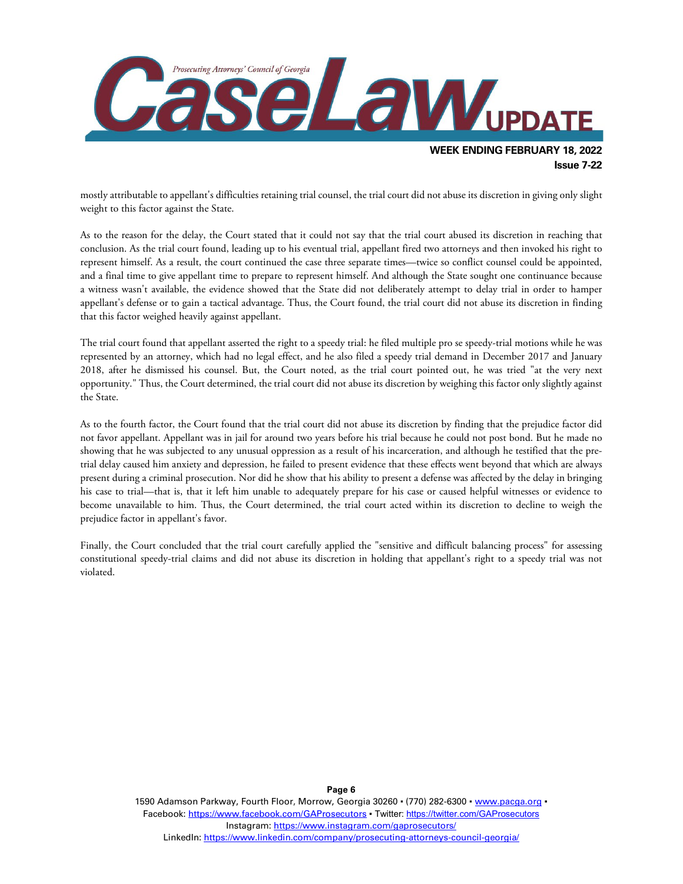mostly attributable to appellant's difficulties retaining trial counsel, the trial court did not abuse its discretion in giving only slight weight to this factor against the State.

As to the reason for the delay, the Court stated that it could not say that the trial court abused its discretion in reaching that conclusion. As the trial court found, leading up to his eventual trial, appellant fired two attorneys and then invoked his right to represent himself. As a result, the court continued the case three separate times—twice so conflict counsel could be appointed, and a final time to give appellant time to prepare to represent himself. And although the State sought one continuance because a witness wasn't available, the evidence showed that the State did not deliberately attempt to delay trial in order to hamper appellant's defense or to gain a tactical advantage. Thus, the Court found, the trial court did not abuse its discretion in finding that this factor weighed heavily against appellant.

The trial court found that appellant asserted the right to a speedy trial: he filed multiple pro se speedy-trial motions while he was represented by an attorney, which had no legal effect, and he also filed a speedy trial demand in December 2017 and January 2018, after he dismissed his counsel. But, the Court noted, as the trial court pointed out, he was tried "at the very next opportunity." Thus, the Court determined, the trial court did not abuse its discretion by weighing this factor only slightly against the State.

As to the fourth factor, the Court found that the trial court did not abuse its discretion by finding that the prejudice factor did not favor appellant. Appellant was in jail for around two years before his trial because he could not post bond. But he made no showing that he was subjected to any unusual oppression as a result of his incarceration, and although he testified that the pre-trial delay caused him anxiety and depression, he failed to present evidence that these effects went beyond that which are always present during a criminal prosecution. Nor did he show that his ability to present a defense was affected by the delay in bringing his case to trial—that is, that it left him unable to adequately prepare for his case or caused helpful witnesses or evidence to become unavailable to him. Thus, the Court determined, the trial court acted within its discretion to decline to weigh the prejudice factor in appellant's favor.

Finally, the Court concluded that the trial court carefully applied the "sensitive and difficult balancing process" for assessing constitutional speedy-trial claims and did not abuse its discretion in holding that appellant's right to a speedy trial was not violated.